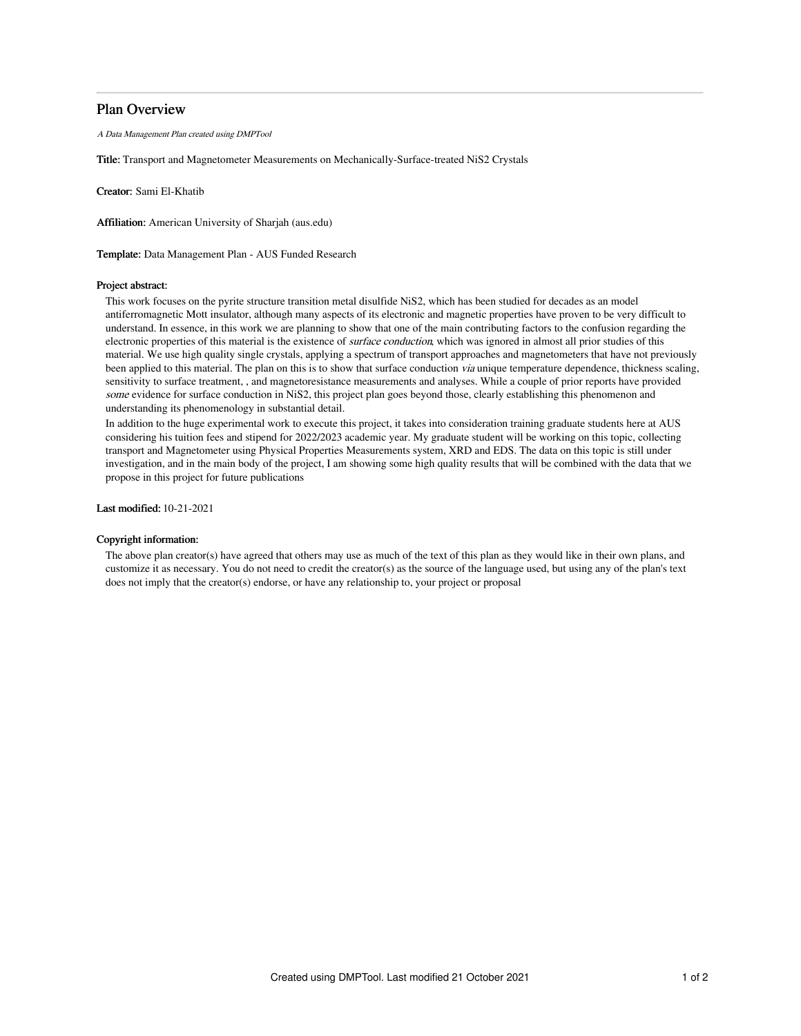# Plan Overview

*A Data Management Plan created using DMPTool*

**Title:** Transport and Magnetometer Measurements on Mechanically-Surface-treated NiS2 Crystals

**Creator:** Sami El-Khatib

**Affiliation:** American University of Sharjah (aus.edu)

**Template:** Data Management Plan - AUS Funded Research

**Project abstract:**

This work focuses on the pyrite structure transition metal disulfide NiS2, which has been studied for decades as an model antiferromagnetic Mott insulator, although many aspects of its electronic and magnetic properties have proven to be very difficult to understand. In essence, in this work we are planning to show that one of the main contributing factors to the confusion regarding the electronic properties of this material is the existence of *surface conduction*, which was ignored in almost all prior studies of this material. We use high quality single crystals, applying a spectrum of transport approaches and magnetometers that have not previously been applied to this material. The plan on this is to show that surface conduction *via* unique temperature dependence, thickness scaling, sensitivity to surface treatment, , and magnetoresistance measurements and analyses. While a couple of prior reports have provided *some* evidence for surface conduction in NiS2, this project plan goes beyond those, clearly establishing this phenomenon and understanding its phenomenology in substantial detail.

In addition to the huge experimental work to execute this project, it takes into consideration training graduate students here at AUS considering his tuition fees and stipend for 2022/2023 academic year. My graduate student will be working on this topic, collecting transport and Magnetometer using Physical Properties Measurements system, XRD and EDS. The data on this topic is still under investigation, and in the main body of the project, I am showing some high quality results that will be combined with the data that we propose in this project for future publications

**Last modified:** 10-21-2021

**Copyright information:**

The above plan creator(s) have agreed that others may use as much of the text of this plan as they would like in their own plans, and customize it as necessary. You do not need to credit the creator(s) as the source of the language used, but using any of the plan's text does not imply that the creator(s) endorse, or have any relationship to, your project or proposal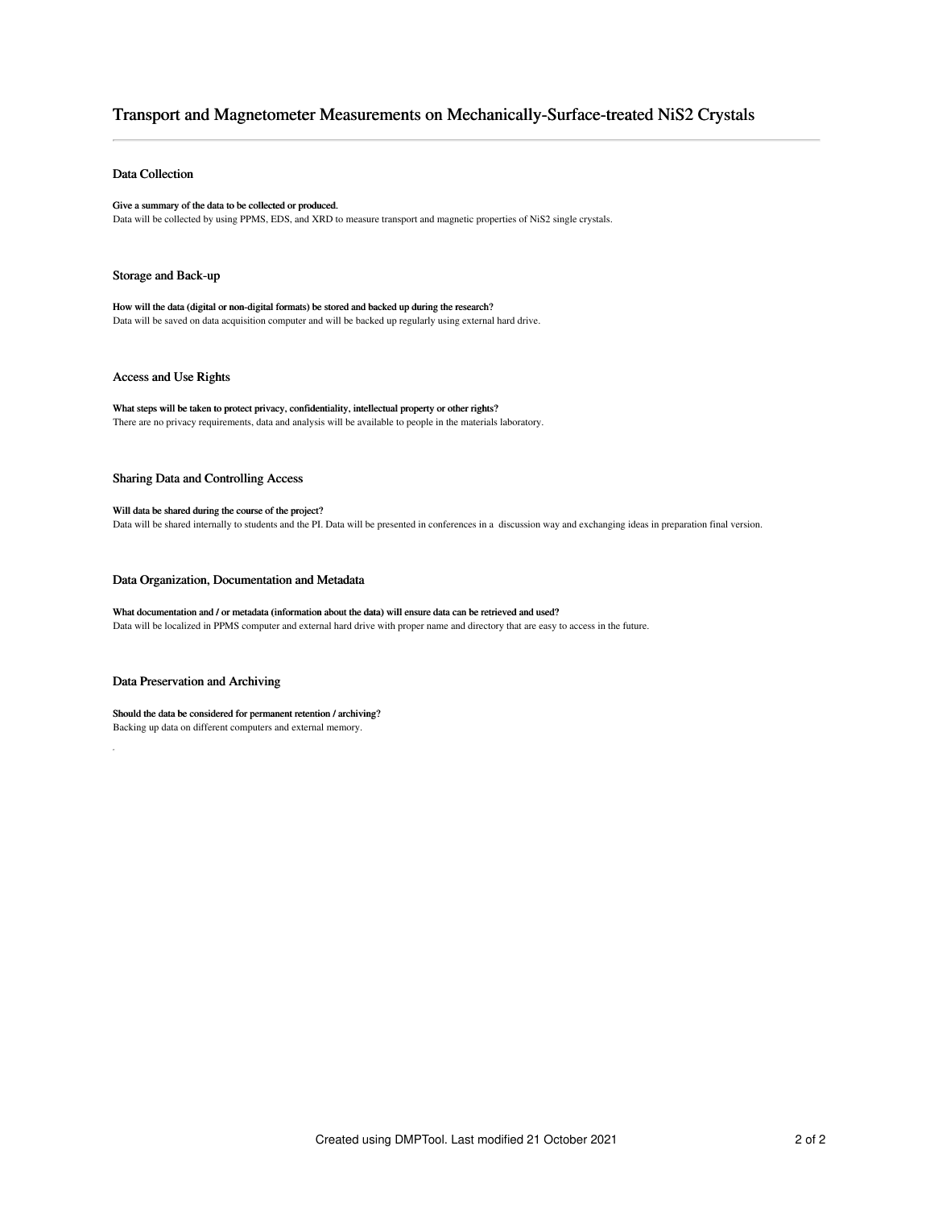# Transport and Magnetometer Measurements on Mechanically-Surface-treated $NiS_2$ Crystals

## Data Collection

**Give a summary of the data to be collected or produced.**

Data will be collected by using PPMS, EDS, and XRD to measure transport and magnetic properties of $NiS_2$ single crystals.

## Storage and Back-up

**How will the data (digital or non-digital formats) be stored and backed up during the research?**

Data will be saved on data acquisition computer and will be backed up regularly using external hard drive.

## Access and Use Rights

**What steps will be taken to protect privacy, confidentiality, intellectual property or other rights?**

There are no privacy requirements, data and analysis will be available to people in the materials laboratory.

## Sharing Data and Controlling Access

**Will data be shared during the course of the project?**

Data will be shared internally to students and the PI. Data will be presented in conferences in a discussion way and exchanging ideas in preparation final version.

## Data Organization, Documentation and Metadata

**What documentation and / or metadata (information about the data) will ensure data can be retrieved and used?**

Data will be localized in PPMS computer and external hard drive with proper name and directory that are easy to access in the future.

## Data Preservation and Archiving

**Should the data be considered for permanent retention / archiving?**

Backing up data on different computers and external memory.

.

Created using DMPTool. Last modified 21 October 2021